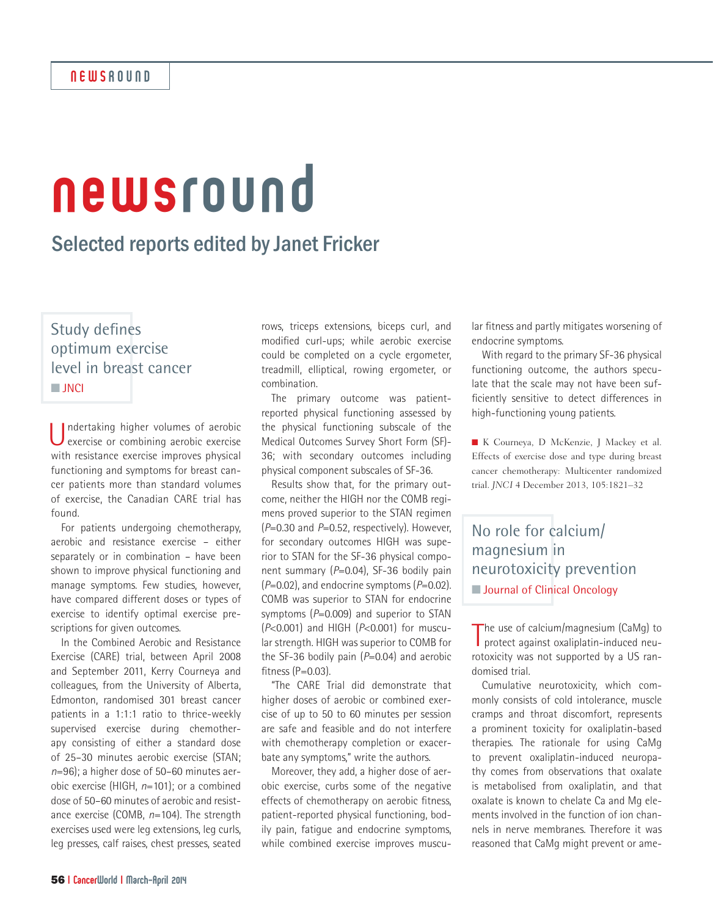# newsround

## Selected reports edited by Janet Fricker

### Study defines optimum exercise level in breast cancer

JNCI

Undertaking higher volumes of aerobic exercise or combining aerobic exercise with resistance exercise improves physical functioning and symptoms for breast cancer patients more than standard volumes of exercise, the Canadian CARE trial has found.

For patients undergoing chemotherapy, aerobic and resistance exercise – either separately or in combination – have been shown to improve physical functioning and manage symptoms. Few studies, however, have compared different doses or types of exercise to identify optimal exercise prescriptions for given outcomes.

In the Combined Aerobic and Resistance Exercise (CARE) trial, between April 2008 and September 2011, Kerry Courneya and colleagues, from the University of Alberta, Edmonton, randomised 301 breast cancer patients in a 1:1:1 ratio to thrice-weekly supervised exercise during chemotherapy consisting of either a standard dose of 25–30 minutes aerobic exercise (STAN; $n$=96); a higher dose of 50–60 minutes of aerobic exercise (HIGH, $n$=101); or a combined dose of 50–60 minutes of aerobic and resistance exercise (COMB, $n$=104). The strength exercises used were leg extensions, leg curls, leg presses, calf raises, chest presses, seated rows, triceps extensions, biceps curl, and modified curl-ups; while aerobic exercise could be completed on a cycle ergometer, treadmill, elliptical, rowing ergometer, or combination.

The primary outcome was patient-reported physical functioning assessed by the physical functioning subscale of the Medical Outcomes Survey Short Form (SF)-36; with secondary outcomes including physical component subscales of SF-36.

Results show that, for the primary outcome, neither the HIGH nor the COMB regimens proved superior to the STAN regimen ($P$=0.30 and $P$=0.52, respectively). However, for secondary outcomes HIGH was superior to STAN for the SF-36 physical component summary ($P$=0.04), SF-36 bodily pain ($P$=0.02), and endocrine symptoms ($P$=0.02). COMB was superior to STAN for endocrine symptoms ($P$=0.009) and superior to STAN ($P$<0.001) and HIGH ($P$<0.001) for muscular strength. HIGH was superior to COMB for the SF-36 bodily pain ($P$=0.04) and aerobic fitness (P=0.03).

"The CARE Trial did demonstrate that higher doses of aerobic or combined exercise of up to 50 to 60 minutes per session are safe and feasible and do not interfere with chemotherapy completion or exacerbate any symptoms," write the authors.

Moreover, they add, a higher dose of aerobic exercise, curbs some of the negative effects of chemotherapy on aerobic fitness, patient-reported physical functioning, bodily pain, fatigue and endocrine symptoms, while combined exercise improves muscular fitness and partly mitigates worsening of endocrine symptoms.

With regard to the primary SF-36 physical functioning outcome, the authors speculate that the scale may not have been sufficiently sensitive to detect differences in high-functioning young patients.

K Courneya, D McKenzie, J Mackey et al. Effects of exercise dose and type during breast cancer chemotherapy: Multicenter randomized trial. *JNCI* 4 December 2013, 105:1821–32

### No role for calcium/magnesium in neurotoxicity prevention

Journal of Clinical Oncology

The use of calcium/magnesium (CaMg) to protect against oxaliplatin-induced neurotoxicity was not supported by a US randomised trial.

Cumulative neurotoxicity, which commonly consists of cold intolerance, muscle cramps and throat discomfort, represents a prominent toxicity for oxaliplatin-based therapies. The rationale for using CaMg to prevent oxaliplatin-induced neuropathy comes from observations that oxalate is metabolised from oxaliplatin, and that oxalate is known to chelate Ca and Mg elements involved in the function of ion channels in nerve membranes. Therefore it was reasoned that CaMg might prevent or ame-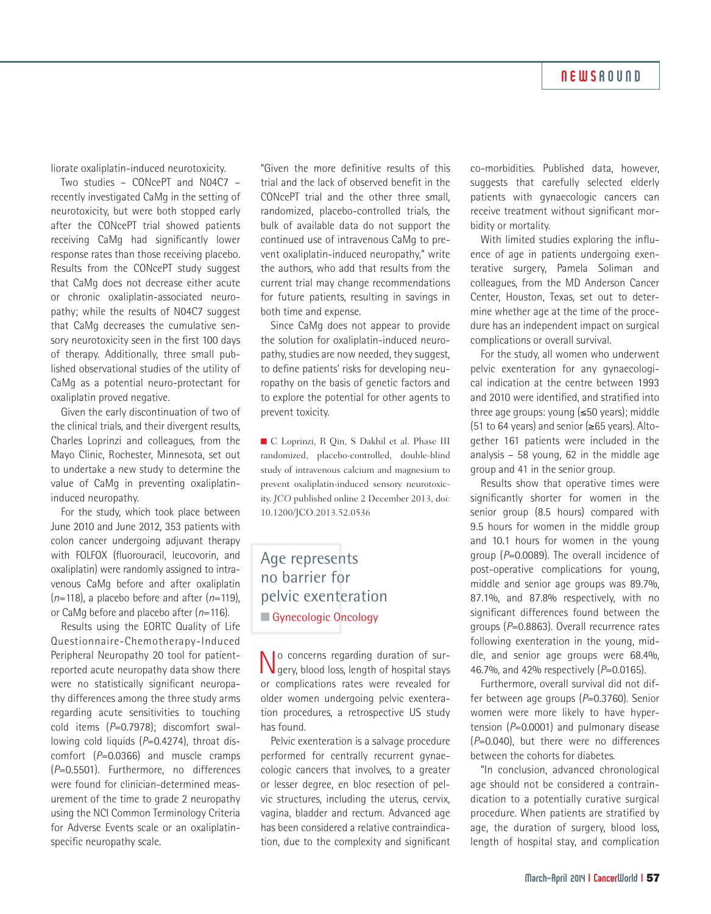liorate oxaliplatin-induced neurotoxicity.

Two studies – CONcePT and N04C7 – recently investigated CaMg in the setting of neurotoxicity, but were both stopped early after the CONcePT trial showed patients receiving CaMg had significantly lower response rates than those receiving placebo. Results from the CONcePT study suggest that CaMg does not decrease either acute or chronic oxaliplatin-associated neuropathy; while the results of N04C7 suggest that CaMg decreases the cumulative sensory neurotoxicity seen in the first 100 days of therapy. Additionally, three small published observational studies of the utility of CaMg as a potential neuro-protectant for oxaliplatin proved negative.

Given the early discontinuation of two of the clinical trials, and their divergent results, Charles Loprinzi and colleagues, from the Mayo Clinic, Rochester, Minnesota, set out to undertake a new study to determine the value of CaMg in preventing oxaliplatin-induced neuropathy.

For the study, which took place between June 2010 and June 2012, 353 patients with colon cancer undergoing adjuvant therapy with FOLFOX (fluorouracil, leucovorin, and oxaliplatin) were randomly assigned to intravenous CaMg before and after oxaliplatin ($n$=118), a placebo before and after ($n$=119), or CaMg before and placebo after ($n$=116).

Results using the EORTC Quality of Life Questionnaire-Chemotherapy-Induced Peripheral Neuropathy 20 tool for patient-reported acute neuropathy data show there were no statistically significant neuropathy differences among the three study arms regarding acute sensitivities to touching cold items ($P$=0.7978); discomfort swallowing cold liquids ($P$=0.4274), throat discomfort ($P$=0.0366) and muscle cramps ($P$=0.5501). Furthermore, no differences were found for clinician-determined measurement of the time to grade 2 neuropathy using the NCI Common Terminology Criteria for Adverse Events scale or an oxaliplatin-specific neuropathy scale.

"Given the more definitive results of this trial and the lack of observed benefit in the CONcePT trial and the other three small, randomized, placebo-controlled trials, the bulk of available data do not support the continued use of intravenous CaMg to prevent oxaliplatin-induced neuropathy," write the authors, who add that results from the current trial may change recommendations for future patients, resulting in savings in both time and expense.

Since CaMg does not appear to provide the solution for oxaliplatin-induced neuropathy, studies are now needed, they suggest, to define patients' risks for developing neuropathy on the basis of genetic factors and to explore the potential for other agents to prevent toxicity.

■ C Loprinzi, R Qin, S Dakhil et al. Phase III randomized, placebo-controlled, double-blind study of intravenous calcium and magnesium to prevent oxaliplatin-induced sensory neurotoxicity. *JCO* published online 2 December 2013, doi: 10.1200/JCO.2013.52.0536

## Age represents no barrier for pelvic exenteration

■ Gynecologic Oncology

No concerns regarding duration of surgery, blood loss, length of hospital stays or complications rates were revealed for older women undergoing pelvic exenteration procedures, a retrospective US study has found.

Pelvic exenteration is a salvage procedure performed for centrally recurrent gynaecologic cancers that involves, to a greater or lesser degree, en bloc resection of pelvic structures, including the uterus, cervix, vagina, bladder and rectum. Advanced age has been considered a relative contraindication, due to the complexity and significant co-morbidities. Published data, however, suggests that carefully selected elderly patients with gynaecologic cancers can receive treatment without significant morbidity or mortality.

With limited studies exploring the influence of age in patients undergoing exenterative surgery, Pamela Soliman and colleagues, from the MD Anderson Cancer Center, Houston, Texas, set out to determine whether age at the time of the procedure has an independent impact on surgical complications or overall survival.

For the study, all women who underwent pelvic exenteration for any gynaecological indication at the centre between 1993 and 2010 were identified, and stratified into three age groups: young (≤50 years); middle (51 to 64 years) and senior (≥65 years). Altogether 161 patients were included in the analysis – 58 young, 62 in the middle age group and 41 in the senior group.

Results show that operative times were significantly shorter for women in the senior group (8.5 hours) compared with 9.5 hours for women in the middle group and 10.1 hours for women in the young group ($P$=0.0089). The overall incidence of post-operative complications for young, middle and senior age groups was 89.7%, 87.1%, and 87.8% respectively, with no significant differences found between the groups ($P$=0.8863). Overall recurrence rates following exenteration in the young, middle, and senior age groups were 68.4%, 46.7%, and 42% respectively ($P$=0.0165).

Furthermore, overall survival did not differ between age groups ($P$=0.3760). Senior women were more likely to have hypertension ($P$=0.0001) and pulmonary disease ($P$=0.040), but there were no differences between the cohorts for diabetes.

"In conclusion, advanced chronological age should not be considered a contraindication to a potentially curative surgical procedure. When patients are stratified by age, the duration of surgery, blood loss, length of hospital stay, and complication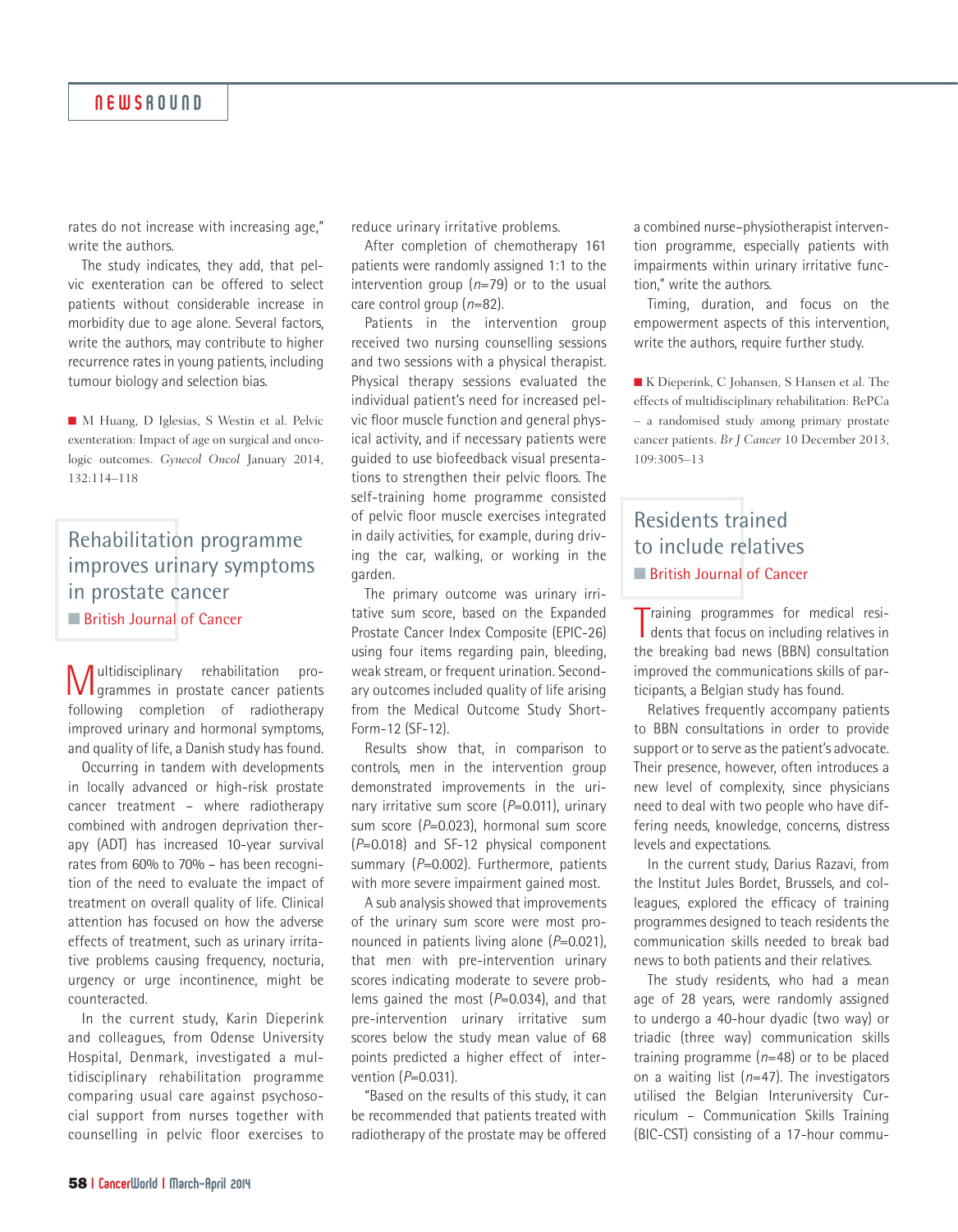rates do not increase with increasing age," write the authors.

The study indicates, they add, that pelvic exenteration can be offered to select patients without considerable increase in morbidity due to age alone. Several factors, write the authors, may contribute to higher recurrence rates in young patients, including tumour biology and selection bias.

■ M Huang, D Iglesias, S Westin et al. Pelvic exenteration: Impact of age on surgical and oncologic outcomes. *Gynecol Oncol* January 2014, 132:114–118

## Rehabilitation programme improves urinary symptoms in prostate cancer

■ British Journal of Cancer

Multidisciplinary rehabilitation programmes in prostate cancer patients following completion of radiotherapy improved urinary and hormonal symptoms, and quality of life, a Danish study has found.

Occurring in tandem with developments in locally advanced or high-risk prostate cancer treatment – where radiotherapy combined with androgen deprivation therapy (ADT) has increased 10-year survival rates from 60% to 70% – has been recognition of the need to evaluate the impact of treatment on overall quality of life. Clinical attention has focused on how the adverse effects of treatment, such as urinary irritative problems causing frequency, nocturia, urgency or urge incontinence, might be counteracted.

In the current study, Karin Dieperink and colleagues, from Odense University Hospital, Denmark, investigated a multidisciplinary rehabilitation programme comparing usual care against psychosocial support from nurses together with counselling in pelvic floor exercises to reduce urinary irritative problems.

After completion of chemotherapy 161 patients were randomly assigned 1:1 to the intervention group ($n$=79) or to the usual care control group ($n$=82).

Patients in the intervention group received two nursing counselling sessions and two sessions with a physical therapist. Physical therapy sessions evaluated the individual patient's need for increased pelvic floor muscle function and general physical activity, and if necessary patients were guided to use biofeedback visual presentations to strengthen their pelvic floors. The self-training home programme consisted of pelvic floor muscle exercises integrated in daily activities, for example, during driving the car, walking, or working in the garden.

The primary outcome was urinary irritative sum score, based on the Expanded Prostate Cancer Index Composite (EPIC-26) using four items regarding pain, bleeding, weak stream, or frequent urination. Secondary outcomes included quality of life arising from the Medical Outcome Study Short-Form-12 (SF-12).

Results show that, in comparison to controls, men in the intervention group demonstrated improvements in the urinary irritative sum score ($P$=0.011), urinary sum score ($P$=0.023), hormonal sum score ($P$=0.018) and SF-12 physical component summary ($P$=0.002). Furthermore, patients with more severe impairment gained most.

A sub analysis showed that improvements of the urinary sum score were most pronounced in patients living alone ($P$=0.021), that men with pre-intervention urinary scores indicating moderate to severe problems gained the most ($P$=0.034), and that pre-intervention urinary irritative sum scores below the study mean value of 68 points predicted a higher effect of intervention ($P$=0.031).

"Based on the results of this study, it can be recommended that patients treated with radiotherapy of the prostate may be offered a combined nurse–physiotherapist intervention programme, especially patients with impairments within urinary irritative function," write the authors.

Timing, duration, and focus on the empowerment aspects of this intervention, write the authors, require further study.

■ K Dieperink, C Johansen, S Hansen et al. The effects of multidisciplinary rehabilitation: RePCa – a randomised study among primary prostate cancer patients. *Br J Cancer* 10 December 2013, 109:3005–13

## Residents trained to include relatives

■ British Journal of Cancer

Training programmes for medical residents that focus on including relatives in the breaking bad news (BBN) consultation improved the communications skills of participants, a Belgian study has found.

Relatives frequently accompany patients to BBN consultations in order to provide support or to serve as the patient's advocate. Their presence, however, often introduces a new level of complexity, since physicians need to deal with two people who have differing needs, knowledge, concerns, distress levels and expectations.

In the current study, Darius Razavi, from the Institut Jules Bordet, Brussels, and colleagues, explored the efficacy of training programmes designed to teach residents the communication skills needed to break bad news to both patients and their relatives.

The study residents, who had a mean age of 28 years, were randomly assigned to undergo a 40-hour dyadic (two way) or triadic (three way) communication skills training programme ($n$=48) or to be placed on a waiting list ($n$=47). The investigators utilised the Belgian Interuniversity Curriculum – Communication Skills Training (BIC-CST) consisting of a 17-hour commu-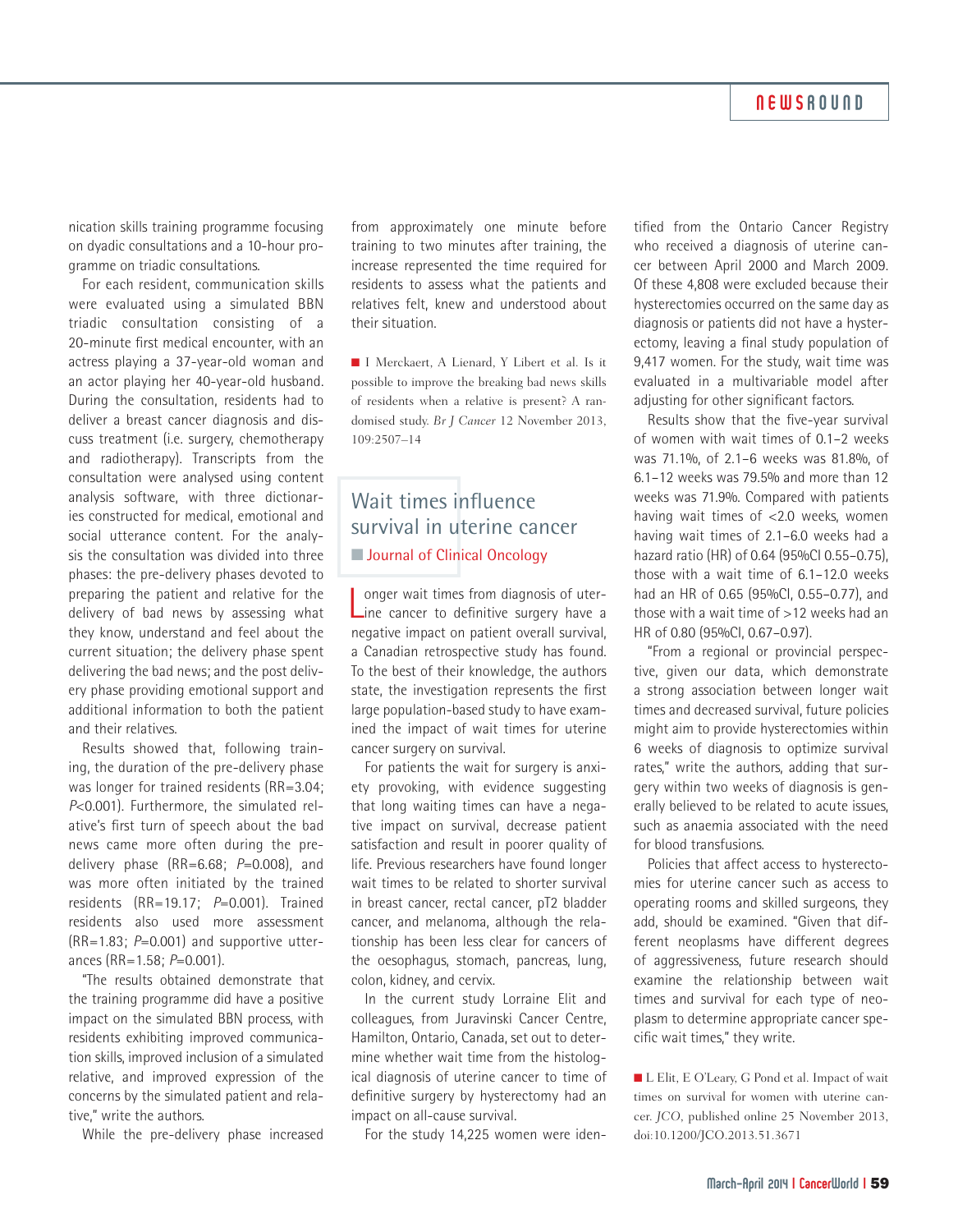nication skills training programme focusing on dyadic consultations and a 10-hour programme on triadic consultations.

For each resident, communication skills were evaluated using a simulated BBN triadic consultation consisting of a 20-minute first medical encounter, with an actress playing a 37-year-old woman and an actor playing her 40-year-old husband. During the consultation, residents had to deliver a breast cancer diagnosis and discuss treatment (i.e. surgery, chemotherapy and radiotherapy). Transcripts from the consultation were analysed using content analysis software, with three dictionaries constructed for medical, emotional and social utterance content. For the analysis the consultation was divided into three phases: the pre-delivery phases devoted to preparing the patient and relative for the delivery of bad news by assessing what they know, understand and feel about the current situation; the delivery phase spent delivering the bad news; and the post delivery phase providing emotional support and additional information to both the patient and their relatives.

Results showed that, following training, the duration of the pre-delivery phase was longer for trained residents (RR=3.04; $P$<0.001). Furthermore, the simulated relative's first turn of speech about the bad news came more often during the pre-delivery phase (RR=6.68; $P$=0.008), and was more often initiated by the trained residents (RR=19.17; $P$=0.001). Trained residents also used more assessment (RR=1.83; $P$=0.001) and supportive utterances (RR=1.58; $P$=0.001).

"The results obtained demonstrate that the training programme did have a positive impact on the simulated BBN process, with residents exhibiting improved communication skills, improved inclusion of a simulated relative, and improved expression of the concerns by the simulated patient and relative," write the authors.

While the pre-delivery phase increased from approximately one minute before training to two minutes after training, the increase represented the time required for residents to assess what the patients and relatives felt, knew and understood about their situation.

■ I Merckaert, A Lienard, Y Libert et al. Is it possible to improve the breaking bad news skills of residents when a relative is present? A randomised study. *Br J Cancer* 12 November 2013, 109:2507–14

## Wait times influence survival in uterine cancer

■ Journal of Clinical Oncology

Longer wait times from diagnosis of uterine cancer to definitive surgery have a negative impact on patient overall survival, a Canadian retrospective study has found. To the best of their knowledge, the authors state, the investigation represents the first large population-based study to have examined the impact of wait times for uterine cancer surgery on survival.

For patients the wait for surgery is anxiety provoking, with evidence suggesting that long waiting times can have a negative impact on survival, decrease patient satisfaction and result in poorer quality of life. Previous researchers have found longer wait times to be related to shorter survival in breast cancer, rectal cancer, pT2 bladder cancer, and melanoma, although the relationship has been less clear for cancers of the oesophagus, stomach, pancreas, lung, colon, kidney, and cervix.

In the current study Lorraine Elit and colleagues, from Juravinski Cancer Centre, Hamilton, Ontario, Canada, set out to determine whether wait time from the histological diagnosis of uterine cancer to time of definitive surgery by hysterectomy had an impact on all-cause survival.

For the study 14,225 women were identified from the Ontario Cancer Registry who received a diagnosis of uterine cancer between April 2000 and March 2009. Of these 4,808 were excluded because their hysterectomies occurred on the same day as diagnosis or patients did not have a hysterectomy, leaving a final study population of 9,417 women. For the study, wait time was evaluated in a multivariable model after adjusting for other significant factors.

Results show that the five-year survival of women with wait times of 0.1–2 weeks was 71.1%, of 2.1–6 weeks was 81.8%, of 6.1–12 weeks was 79.5% and more than 12 weeks was 71.9%. Compared with patients having wait times of <2.0 weeks, women having wait times of 2.1–6.0 weeks had a hazard ratio (HR) of 0.64 (95%CI 0.55–0.75), those with a wait time of 6.1–12.0 weeks had an HR of 0.65 (95%CI, 0.55–0.77), and those with a wait time of >12 weeks had an HR of 0.80 (95%CI, 0.67–0.97).

"From a regional or provincial perspective, given our data, which demonstrate a strong association between longer wait times and decreased survival, future policies might aim to provide hysterectomies within 6 weeks of diagnosis to optimize survival rates," write the authors, adding that surgery within two weeks of diagnosis is generally believed to be related to acute issues, such as anaemia associated with the need for blood transfusions.

Policies that affect access to hysterectomies for uterine cancer such as access to operating rooms and skilled surgeons, they add, should be examined. "Given that different neoplasms have different degrees of aggressiveness, future research should examine the relationship between wait times and survival for each type of neoplasm to determine appropriate cancer specific wait times," they write.

■ L Elit, E O'Leary, G Pond et al. Impact of wait times on survival for women with uterine cancer. *JCO*, published online 25 November 2013, doi:10.1200/JCO.2013.51.3671